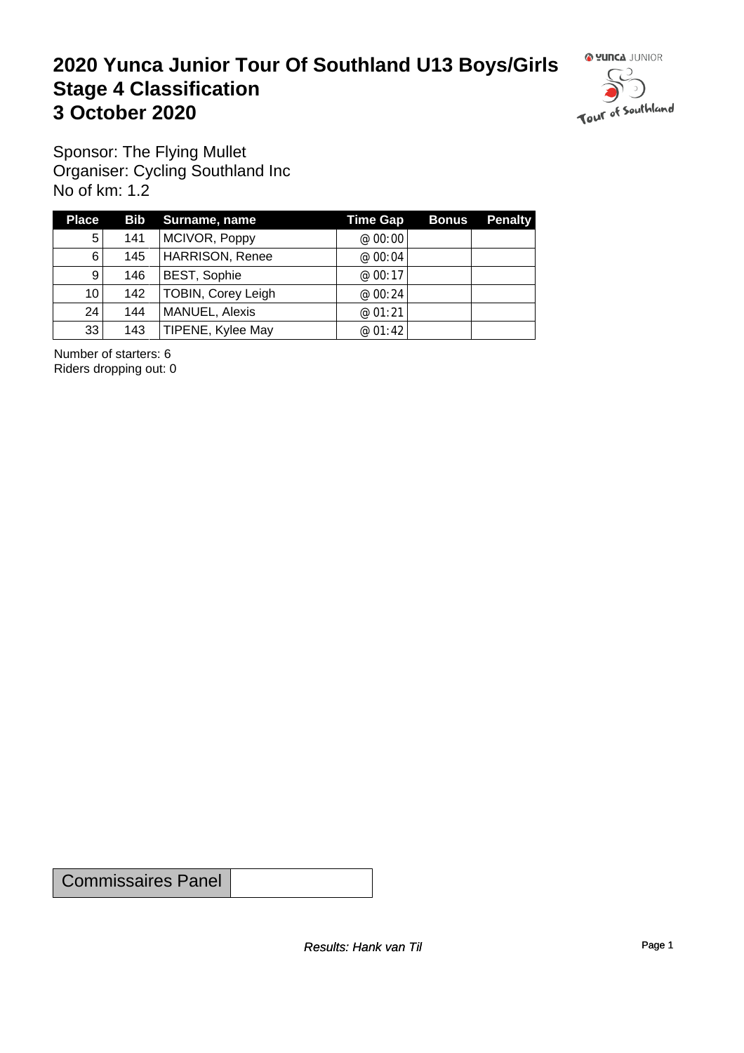# 2020 Yunca Junior Tour Of Southland U13 Boys/Girls
# Stage 4 Classification
# 3 October 2020

Sponsor: The Flying Mullet
Organiser: Cycling Southland Inc
No of km: 1.2

| Place | Bib | Surname, name | Time Gap | Bonus | Penalty |
|---|---|---|---|---|---|
| 5 | 141 | MCIVOR, Poppy | @ 00:00 | | |
| 6 | 145 | HARRISON, Renee | @ 00:04 | | |
| 9 | 146 | BEST, Sophie | @ 00:17 | | |
| 10 | 142 | TOBIN, Corey Leigh | @ 00:24 | | |
| 24 | 144 | MANUEL, Alexis | @ 01:21 | | |
| 33 | 143 | TIPENE, Kylee May | @ 01:42 | | |

Number of starters: 6
Riders dropping out: 0

| Commissaires Panel | |
|---|---|

*Results: Hank van Til*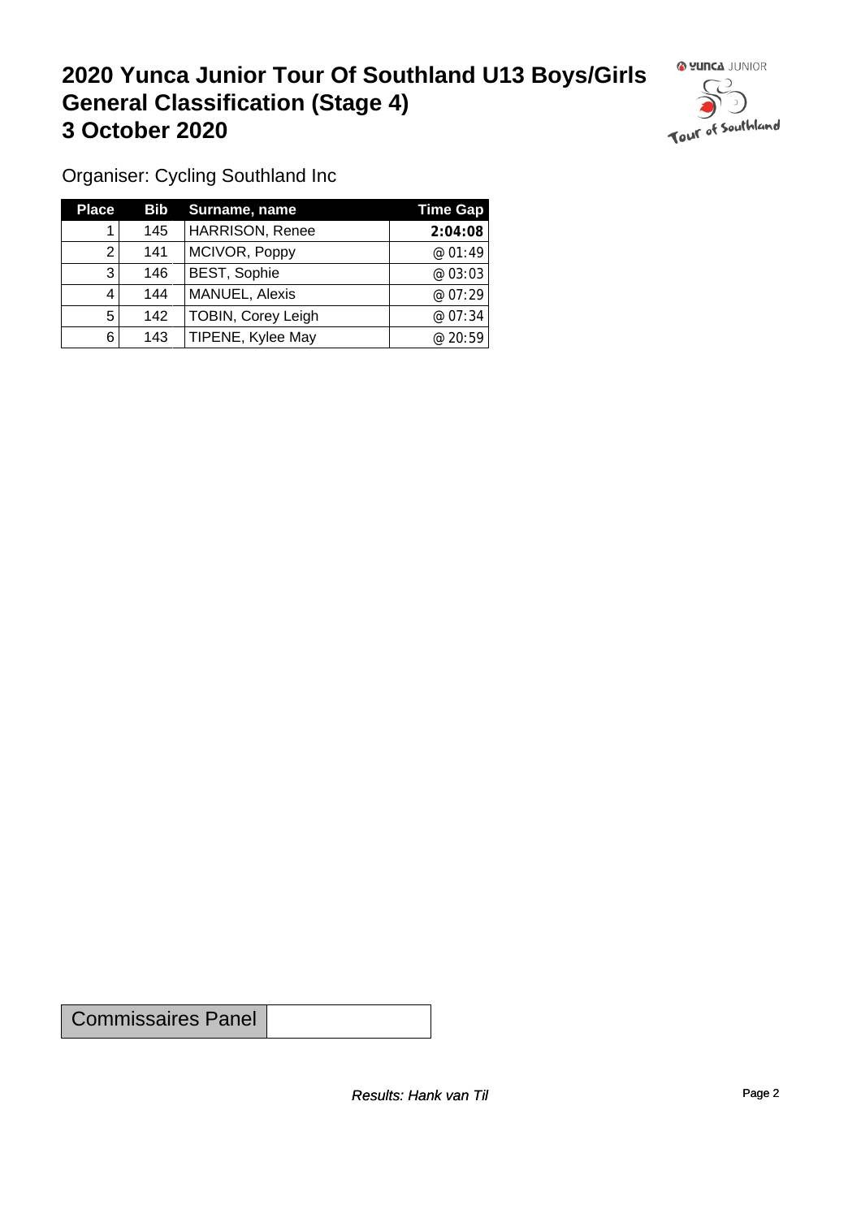# 2020 Yunca Junior Tour Of Southland U13 Boys/Girls General Classification (Stage 4) 3 October 2020

Organiser: Cycling Southland Inc

| Place | Bib | Surname, name | Time Gap |
|---|---|---|---|
| 1 | 145 | HARRISON, Renee | **2:04:08** |
| 2 | 141 | MCIVOR, Poppy | @ 01:49 |
| 3 | 146 | BEST, Sophie | @ 03:03 |
| 4 | 144 | MANUEL, Alexis | @ 07:29 |
| 5 | 142 | TOBIN, Corey Leigh | @ 07:34 |
| 6 | 143 | TIPENE, Kylee May | @ 20:59 |

| Commissaires Panel | |
|---|---|

*Results: Hank van Til*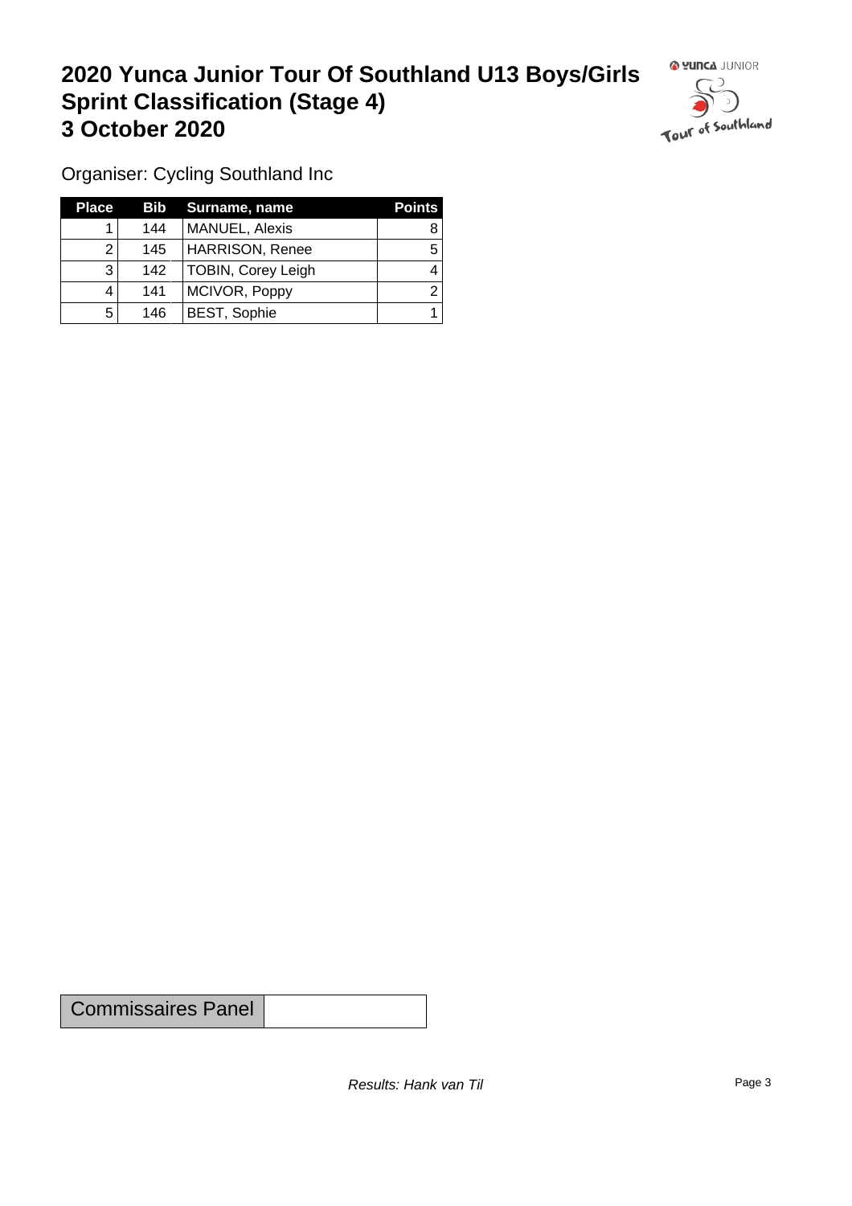# 2020 Yunca Junior Tour Of Southland U13 Boys/Girls Sprint Classification (Stage 4) 3 October 2020

Organiser: Cycling Southland Inc

| Place | Bib | Surname, name | Points |
|---|---|---|---|
| 1 | 144 | MANUEL, Alexis | 8 |
| 2 | 145 | HARRISON, Renee | 5 |
| 3 | 142 | TOBIN, Corey Leigh | 4 |
| 4 | 141 | MCIVOR, Poppy | 2 |
| 5 | 146 | BEST, Sophie | 1 |

| Commissaires Panel | |
|---|---|

*Results: Hank van Til*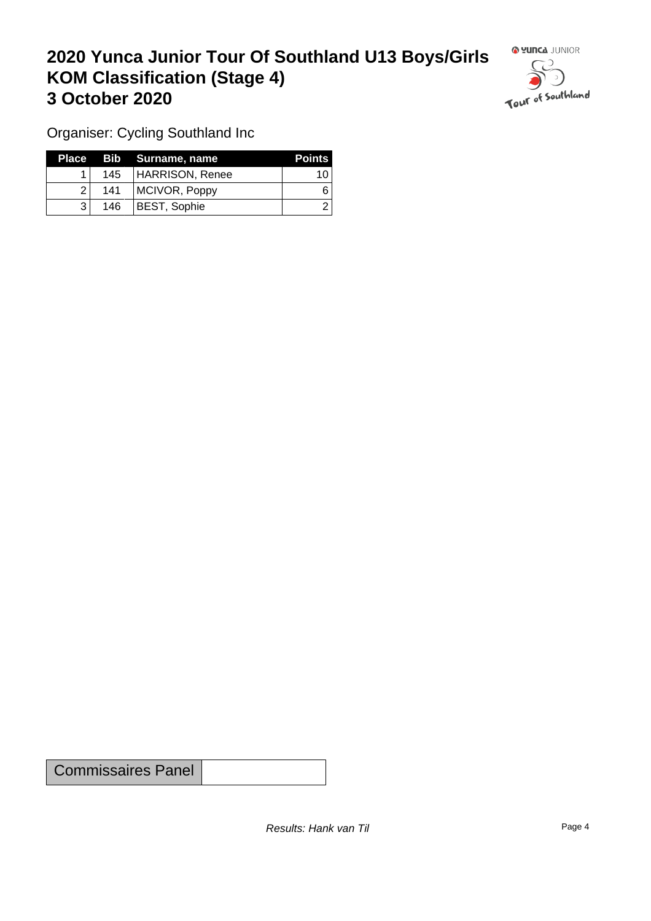# 2020 Yunca Junior Tour Of Southland U13 Boys/Girls
# KOM Classification (Stage 4)
# 3 October 2020

Organiser: Cycling Southland Inc

| Place | Bib | Surname, name | Points |
|---|---|---|---|
| 1 | 145 | HARRISON, Renee | 10 |
| 2 | 141 | MCIVOR, Poppy | 6 |
| 3 | 146 | BEST, Sophie | 2 |

| Commissaires Panel | |
|---|---|

*Results: Hank van Til*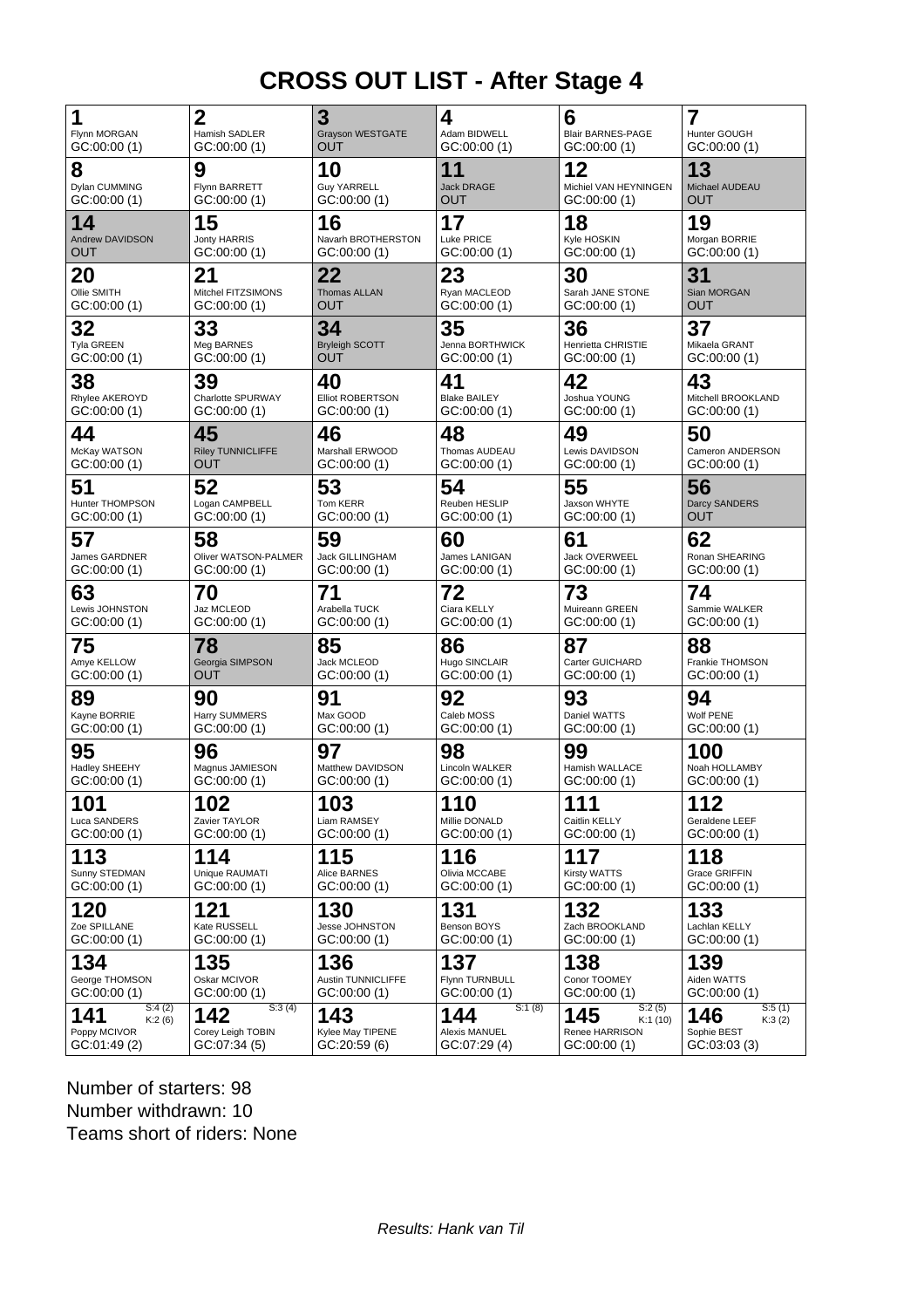# CROSS OUT LIST - After Stage 4

| | | | | | |
|---|---|---|---|---|---|
| **1**<br>Flynn MORGAN<br>GC:00:00 (1) | **2**<br>Hamish SADLER<br>GC:00:00 (1) | **3**<br>Grayson WESTGATE<br>OUT | **4**<br>Adam BIDWELL<br>GC:00:00 (1) | **6**<br>Blair BARNES-PAGE<br>GC:00:00 (1) | **7**<br>Hunter GOUGH<br>GC:00:00 (1) |
| **8**<br>Dylan CUMMING<br>GC:00:00 (1) | **9**<br>Flynn BARRETT<br>GC:00:00 (1) | **10**<br>Guy YARRELL<br>GC:00:00 (1) | **11**<br>Jack DRAGE<br>OUT | **12**<br>Michiel VAN HEYNINGEN<br>GC:00:00 (1) | **13**<br>Michael AUDEAU<br>OUT |
| **14**<br>Andrew DAVIDSON<br>OUT | **15**<br>Jonty HARRIS<br>GC:00:00 (1) | **16**<br>Navarh BROTHERSTON<br>GC:00:00 (1) | **17**<br>Luke PRICE<br>GC:00:00 (1) | **18**<br>Kyle HOSKIN<br>GC:00:00 (1) | **19**<br>Morgan BORRIE<br>GC:00:00 (1) |
| **20**<br>Ollie SMITH<br>GC:00:00 (1) | **21**<br>Mitchel FITZSIMONS<br>GC:00:00 (1) | **22**<br>Thomas ALLAN<br>OUT | **23**<br>Ryan MACLEOD<br>GC:00:00 (1) | **30**<br>Sarah JANE STONE<br>GC:00:00 (1) | **31**<br>Sian MORGAN<br>OUT |
| **32**<br>Tyla GREEN<br>GC:00:00 (1) | **33**<br>Meg BARNES<br>GC:00:00 (1) | **34**<br>Bryleigh SCOTT<br>OUT | **35**<br>Jenna BORTHWICK<br>GC:00:00 (1) | **36**<br>Henrietta CHRISTIE<br>GC:00:00 (1) | **37**<br>Mikaela GRANT<br>GC:00:00 (1) |
| **38**<br>Rhylee AKEROYD<br>GC:00:00 (1) | **39**<br>Charlotte SPURWAY<br>GC:00:00 (1) | **40**<br>Elliot ROBERTSON<br>GC:00:00 (1) | **41**<br>Blake BAILEY<br>GC:00:00 (1) | **42**<br>Joshua YOUNG<br>GC:00:00 (1) | **43**<br>Mitchell BROOKLAND<br>GC:00:00 (1) |
| **44**<br>McKay WATSON<br>GC:00:00 (1) | **45**<br>Riley TUNNICLIFFE<br>OUT | **46**<br>Marshall ERWOOD<br>GC:00:00 (1) | **48**<br>Thomas AUDEAU<br>GC:00:00 (1) | **49**<br>Lewis DAVIDSON<br>GC:00:00 (1) | **50**<br>Cameron ANDERSON<br>GC:00:00 (1) |
| **51**<br>Hunter THOMPSON<br>GC:00:00 (1) | **52**<br>Logan CAMPBELL<br>GC:00:00 (1) | **53**<br>Tom KERR<br>GC:00:00 (1) | **54**<br>Reuben HESLIP<br>GC:00:00 (1) | **55**<br>Jaxson WHYTE<br>GC:00:00 (1) | **56**<br>Darcy SANDERS<br>OUT |
| **57**<br>James GARDNER<br>GC:00:00 (1) | **58**<br>Oliver WATSON-PALMER<br>GC:00:00 (1) | **59**<br>Jack GILLINGHAM<br>GC:00:00 (1) | **60**<br>James LANIGAN<br>GC:00:00 (1) | **61**<br>Jack OVERWEEL<br>GC:00:00 (1) | **62**<br>Ronan SHEARING<br>GC:00:00 (1) |
| **63**<br>Lewis JOHNSTON<br>GC:00:00 (1) | **70**<br>Jaz MCLEOD<br>GC:00:00 (1) | **71**<br>Arabella TUCK<br>GC:00:00 (1) | **72**<br>Ciara KELLY<br>GC:00:00 (1) | **73**<br>Muireann GREEN<br>GC:00:00 (1) | **74**<br>Sammie WALKER<br>GC:00:00 (1) |
| **75**<br>Amye KELLOW<br>GC:00:00 (1) | **78**<br>Georgia SIMPSON<br>OUT | **85**<br>Jack MCLEOD<br>GC:00:00 (1) | **86**<br>Hugo SINCLAIR<br>GC:00:00 (1) | **87**<br>Carter GUICHARD<br>GC:00:00 (1) | **88**<br>Frankie THOMSON<br>GC:00:00 (1) |
| **89**<br>Kayne BORRIE<br>GC:00:00 (1) | **90**<br>Harry SUMMERS<br>GC:00:00 (1) | **91**<br>Max GOOD<br>GC:00:00 (1) | **92**<br>Caleb MOSS<br>GC:00:00 (1) | **93**<br>Daniel WATTS<br>GC:00:00 (1) | **94**<br>Wolf PENE<br>GC:00:00 (1) |
| **95**<br>Hadley SHEEHY<br>GC:00:00 (1) | **96**<br>Magnus JAMIESON<br>GC:00:00 (1) | **97**<br>Matthew DAVIDSON<br>GC:00:00 (1) | **98**<br>Lincoln WALKER<br>GC:00:00 (1) | **99**<br>Hamish WALLACE<br>GC:00:00 (1) | **100**<br>Noah HOLLAMBY<br>GC:00:00 (1) |
| **101**<br>Luca SANDERS<br>GC:00:00 (1) | **102**<br>Zavier TAYLOR<br>GC:00:00 (1) | **103**<br>Liam RAMSEY<br>GC:00:00 (1) | **110**<br>Millie DONALD<br>GC:00:00 (1) | **111**<br>Caitlin KELLY<br>GC:00:00 (1) | **112**<br>Geraldene LEEF<br>GC:00:00 (1) |
| **113**<br>Sunny STEDMAN<br>GC:00:00 (1) | **114**<br>Unique RAUMATI<br>GC:00:00 (1) | **115**<br>Alice BARNES<br>GC:00:00 (1) | **116**<br>Olivia MCCABE<br>GC:00:00 (1) | **117**<br>Kirsty WATTS<br>GC:00:00 (1) | **118**<br>Grace GRIFFIN<br>GC:00:00 (1) |
| **120**<br>Zoe SPILLANE<br>GC:00:00 (1) | **121**<br>Kate RUSSELL<br>GC:00:00 (1) | **130**<br>Jesse JOHNSTON<br>GC:00:00 (1) | **131**<br>Benson BOYS<br>GC:00:00 (1) | **132**<br>Zach BROOKLAND<br>GC:00:00 (1) | **133**<br>Lachlan KELLY<br>GC:00:00 (1) |
| **134**<br>George THOMSON<br>GC:00:00 (1) | **135**<br>Oskar MCIVOR<br>GC:00:00 (1) | **136**<br>Austin TUNNICLIFFE<br>GC:00:00 (1) | **137**<br>Flynn TURNBULL<br>GC:00:00 (1) | **138**<br>Conor TOOMEY<br>GC:00:00 (1) | **139**<br>Aiden WATTS<br>GC:00:00 (1) |
| **141** S:4 (2) K:2 (6)<br>Poppy MCIVOR<br>GC:01:49 (2) | **142** S:3 (4)<br>Corey Leigh TOBIN<br>GC:07:34 (5) | **143**<br>Kylee May TIPENE<br>GC:20:59 (6) | **144** S:1 (8)<br>Alexis MANUEL<br>GC:07:29 (4) | **145** S:2 (5) K:1 (10)<br>Renee HARRISON<br>GC:00:00 (1) | **146** S:5 (1) K:3 (2)<br>Sophie BEST<br>GC:03:03 (3) |

Number of starters: 98
Number withdrawn: 10
Teams short of riders: None

*Results: Hank van Til*